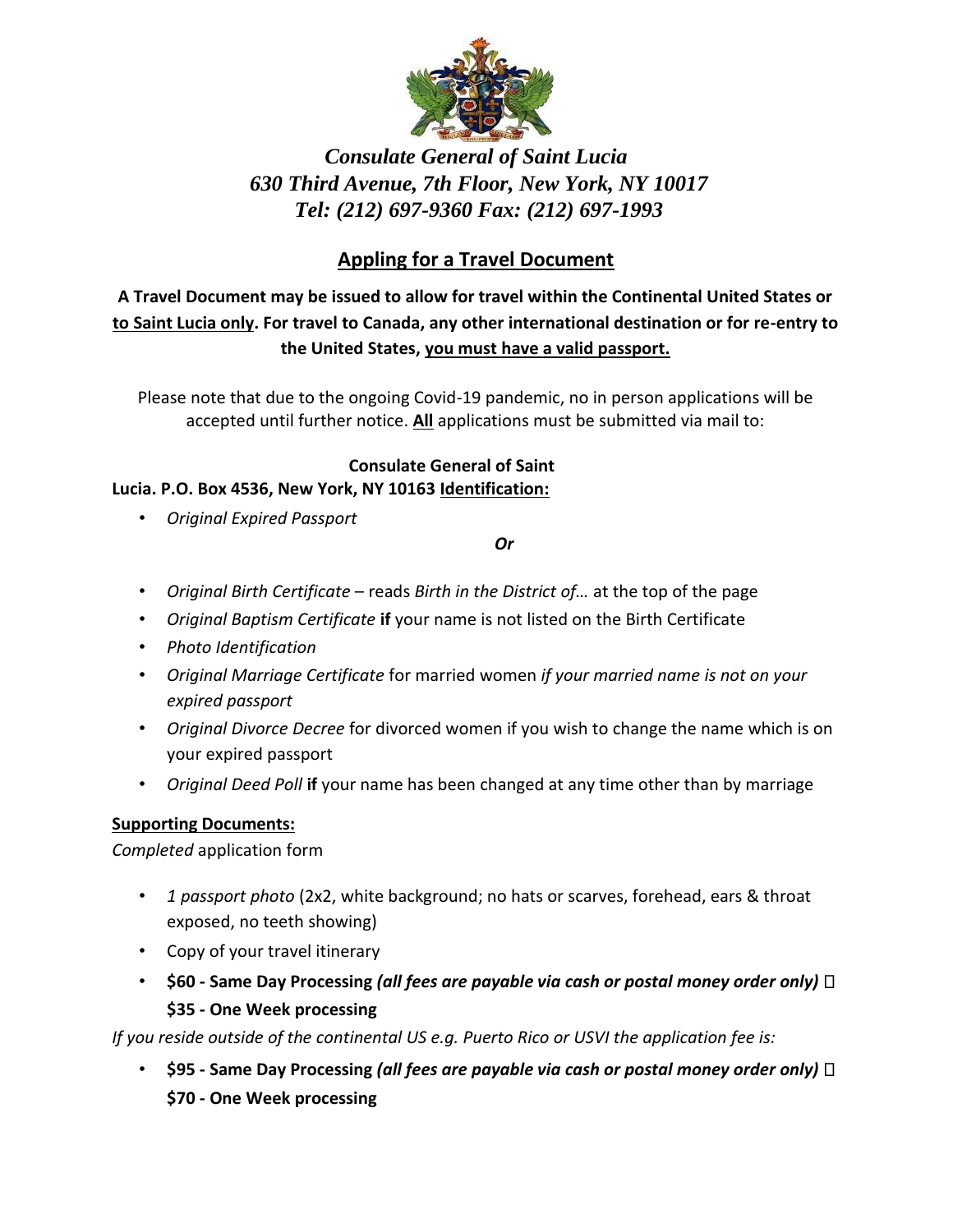*Consulate General of Saint Lucia*
*630 Third Avenue, 7th Floor, New York, NY 10017*
*Tel: (212) 697-9360 Fax: (212) 697-1993*

# Appling for a Travel Document

**A Travel Document may be issued to allow for travel within the Continental United States or to Saint Lucia only. For travel to Canada, any other international destination or for re-entry to the United States, you must have a valid passport.**

Please note that due to the ongoing Covid-19 pandemic, no in person applications will be accepted until further notice. **All** applications must be submitted via mail to:

**Consulate General of Saint Lucia. P.O. Box 4536, New York, NY 10163**

**Identification:**

- *Original Expired Passport*

*Or*

- *Original Birth Certificate* – reads *Birth in the District of…* at the top of the page
- *Original Baptism Certificate* **if** your name is not listed on the Birth Certificate
- *Photo Identification*
- *Original Marriage Certificate* for married women *if your married name is not on your expired passport*
- *Original Divorce Decree* for divorced women if you wish to change the name which is on your expired passport
- *Original Deed Poll* **if** your name has been changed at any time other than by marriage

**Supporting Documents:**

*Completed* application form

- *1 passport photo* (2x2, white background; no hats or scarves, forehead, ears & throat exposed, no teeth showing)
- Copy of your travel itinerary
- **$60 - Same Day Processing** ***(all fees are payable via cash or postal money order only)*** **$35 - One Week processing**

*If you reside outside of the continental US e.g. Puerto Rico or USVI the application fee is:*

- **$95 - Same Day Processing** ***(all fees are payable via cash or postal money order only)*** **$70 - One Week processing**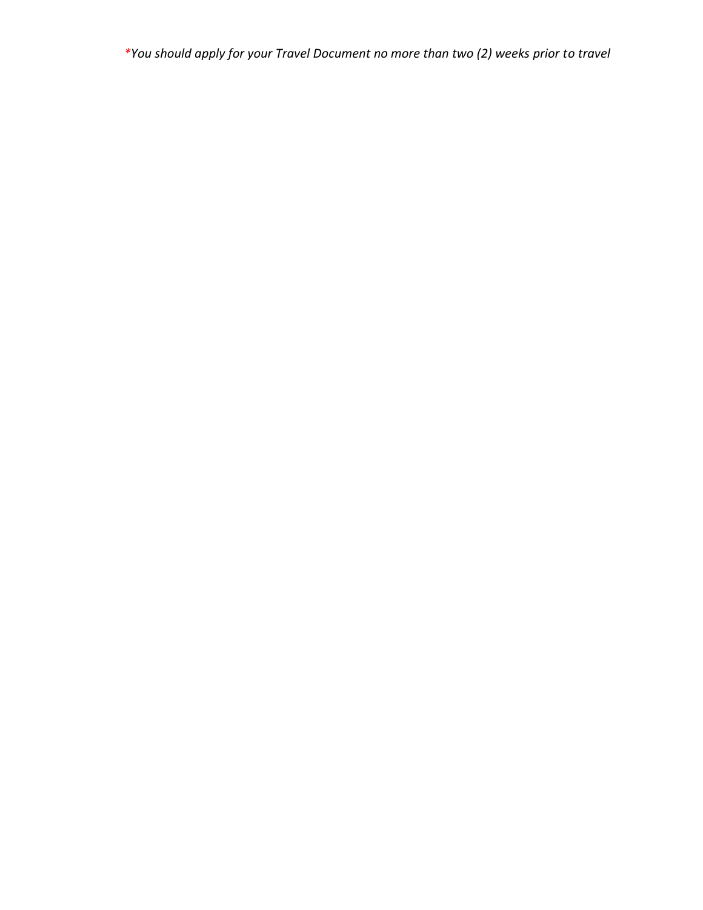**\****You should apply for your Travel Document no more than two (2) weeks prior to travel*

**\***You should apply for your Travel Document no more than two (2) weeks prior to travel*

*You should apply for your Travel Document no more than two (2) weeks prior to travel